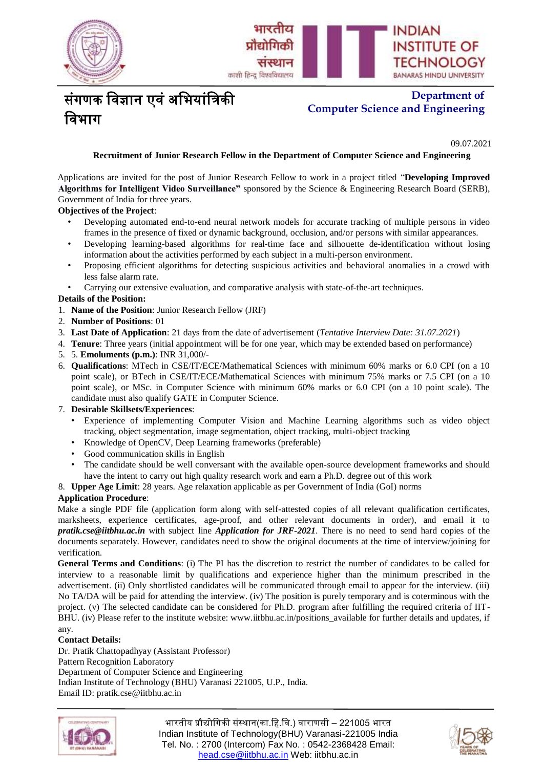भारतीय प्रौद्योगिकी संस्थान
काशी हिन्दू विश्वविद्यालय

INDIAN INSTITUTE OF TECHNOLOGY
BANARAS HINDU UNIVERSITY

# संगणक विज्ञान एवं अभियांत्रिकी विभाग

# Department of Computer Science and Engineering

09.07.2021

**Recruitment of Junior Research Fellow in the Department of Computer Science and Engineering**

Applications are invited for the post of Junior Research Fellow to work in a project titled "**Developing Improved Algorithms for Intelligent Video Surveillance"** sponsored by the Science & Engineering Research Board (SERB), Government of India for three years.

**Objectives of the Project**:

- Developing automated end-to-end neural network models for accurate tracking of multiple persons in video frames in the presence of fixed or dynamic background, occlusion, and/or persons with similar appearances.
- Developing learning-based algorithms for real-time face and silhouette de-identification without losing information about the activities performed by each subject in a multi-person environment.
- Proposing efficient algorithms for detecting suspicious activities and behavioral anomalies in a crowd with less false alarm rate.
- Carrying our extensive evaluation, and comparative analysis with state-of-the-art techniques.

**Details of the Position:**

1. **Name of the Position**: Junior Research Fellow (JRF)
2. **Number of Positions**: 01
3. **Last Date of Application**: 21 days from the date of advertisement (*Tentative Interview Date: 31.07.2021*)
4. **Tenure**: Three years (initial appointment will be for one year, which may be extended based on performance)
5. 5. **Emoluments (p.m.)**: INR 31,000/-
6. **Qualifications**: MTech in CSE/IT/ECE/Mathematical Sciences with minimum 60% marks or 6.0 CPI (on a 10 point scale), or BTech in CSE/IT/ECE/Mathematical Sciences with minimum 75% marks or 7.5 CPI (on a 10 point scale), or MSc. in Computer Science with minimum 60% marks or 6.0 CPI (on a 10 point scale). The candidate must also qualify GATE in Computer Science.
7. **Desirable Skillsets/Experiences**:
   - Experience of implementing Computer Vision and Machine Learning algorithms such as video object tracking, object segmentation, image segmentation, object tracking, multi-object tracking
   - Knowledge of OpenCV, Deep Learning frameworks (preferable)
   - Good communication skills in English
   - The candidate should be well conversant with the available open-source development frameworks and should have the intent to carry out high quality research work and earn a Ph.D. degree out of this work
8. **Upper Age Limit**: 28 years. Age relaxation applicable as per Government of India (GoI) norms

**Application Procedure**:

Make a single PDF file (application form along with self-attested copies of all relevant qualification certificates, marksheets, experience certificates, age-proof, and other relevant documents in order), and email it to ***pratik.cse@iitbhu.ac.in*** with subject line ***Application for JRF-2021***. There is no need to send hard copies of the documents separately. However, candidates need to show the original documents at the time of interview/joining for verification.

**General Terms and Conditions**: (i) The PI has the discretion to restrict the number of candidates to be called for interview to a reasonable limit by qualifications and experience higher than the minimum prescribed in the advertisement. (ii) Only shortlisted candidates will be communicated through email to appear for the interview. (iii) No TA/DA will be paid for attending the interview. (iv) The position is purely temporary and is coterminous with the project. (v) The selected candidate can be considered for Ph.D. program after fulfilling the required criteria of IIT-BHU. (iv) Please refer to the institute website: www.iitbhu.ac.in/positions_available for further details and updates, if any.

**Contact Details:**

Dr. Pratik Chattopadhyay (Assistant Professor)
Pattern Recognition Laboratory
Department of Computer Science and Engineering
Indian Institute of Technology (BHU) Varanasi 221005, U.P., India.
Email ID: pratik.cse@iitbhu.ac.in

भारतीय प्रौद्योगिकी संस्थान(का.हि.वि.) वाराणसी – 221005 भारत
Indian Institute of Technology(BHU) Varanasi-221005 India
Tel. No. : 2700 (Intercom) Fax No. : 0542-2368428 Email: head.cse@iitbhu.ac.in Web: iitbhu.ac.in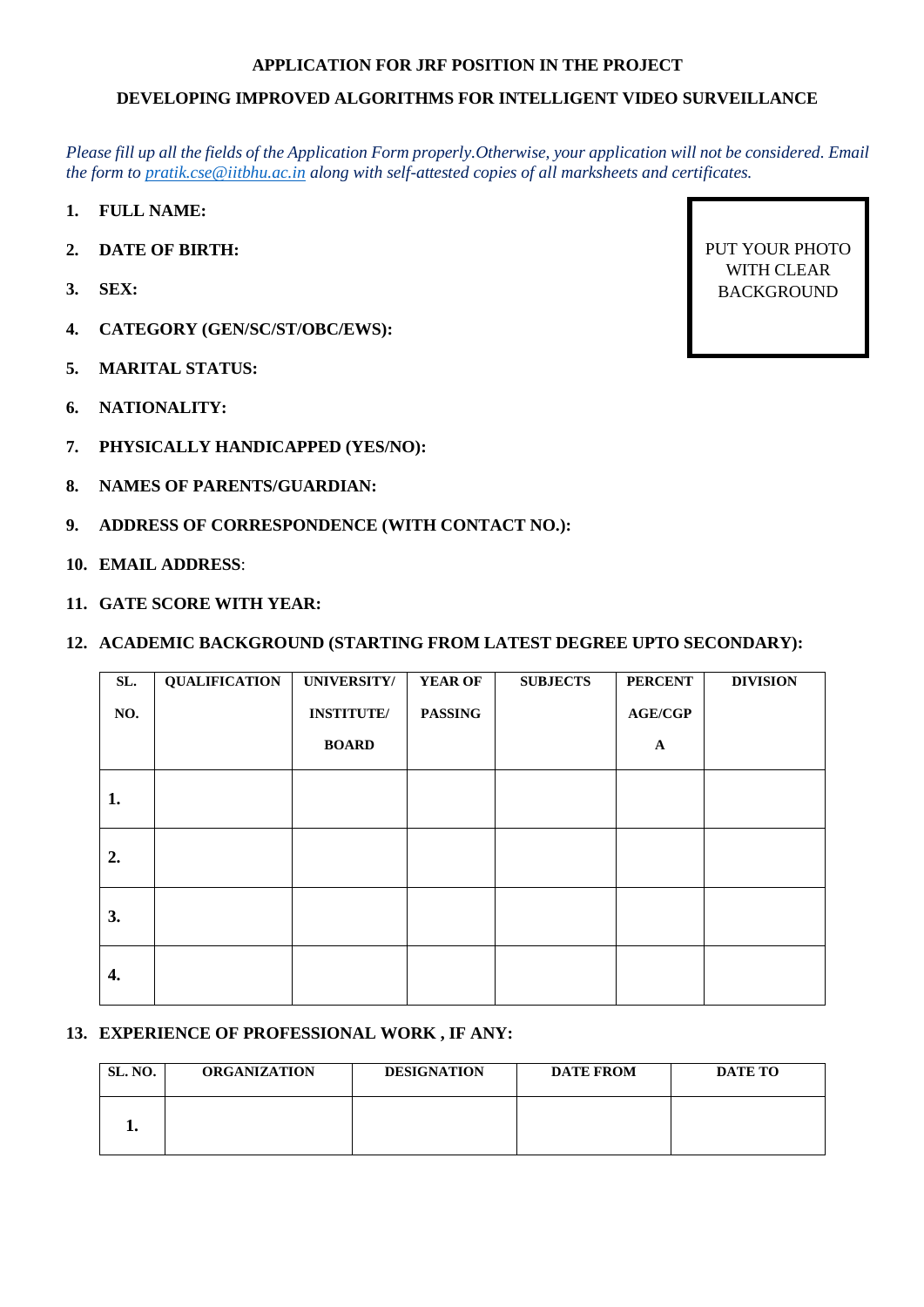**APPLICATION FOR JRF POSITION IN THE PROJECT**

**DEVELOPING IMPROVED ALGORITHMS FOR INTELLIGENT VIDEO SURVEILLANCE**

*Please fill up all the fields of the Application Form properly.Otherwise, your application will not be considered. Email the form to [pratik.cse@iitbhu.ac.in](mailto:pratik.cse@iitbhu.ac.in) along with self-attested copies of all marksheets and certificates.*

PUT YOUR PHOTO WITH CLEAR BACKGROUND

1. **FULL NAME:**
2. **DATE OF BIRTH:**
3. **SEX:**
4. **CATEGORY (GEN/SC/ST/OBC/EWS):**
5. **MARITAL STATUS:**
6. **NATIONALITY:**
7. **PHYSICALLY HANDICAPPED (YES/NO):**
8. **NAMES OF PARENTS/GUARDIAN:**
9. **ADDRESS OF CORRESPONDENCE (WITH CONTACT NO.):**
10. **EMAIL ADDRESS**:
11. **GATE SCORE WITH YEAR:**
12. **ACADEMIC BACKGROUND (STARTING FROM LATEST DEGREE UPTO SECONDARY):**

| SL. NO. | QUALIFICATION | UNIVERSITY/ INSTITUTE/ BOARD | YEAR OF PASSING | SUBJECTS | PERCENTAGE/CGPA | DIVISION |
|---|---|---|---|---|---|---|
| 1. | | | | | | |
| 2. | | | | | | |
| 3. | | | | | | |
| 4. | | | | | | |

13. **EXPERIENCE OF PROFESSIONAL WORK , IF ANY:**

| SL. NO. | ORGANIZATION | DESIGNATION | DATE FROM | DATE TO |
|---|---|---|---|---|
| 1. | | | | |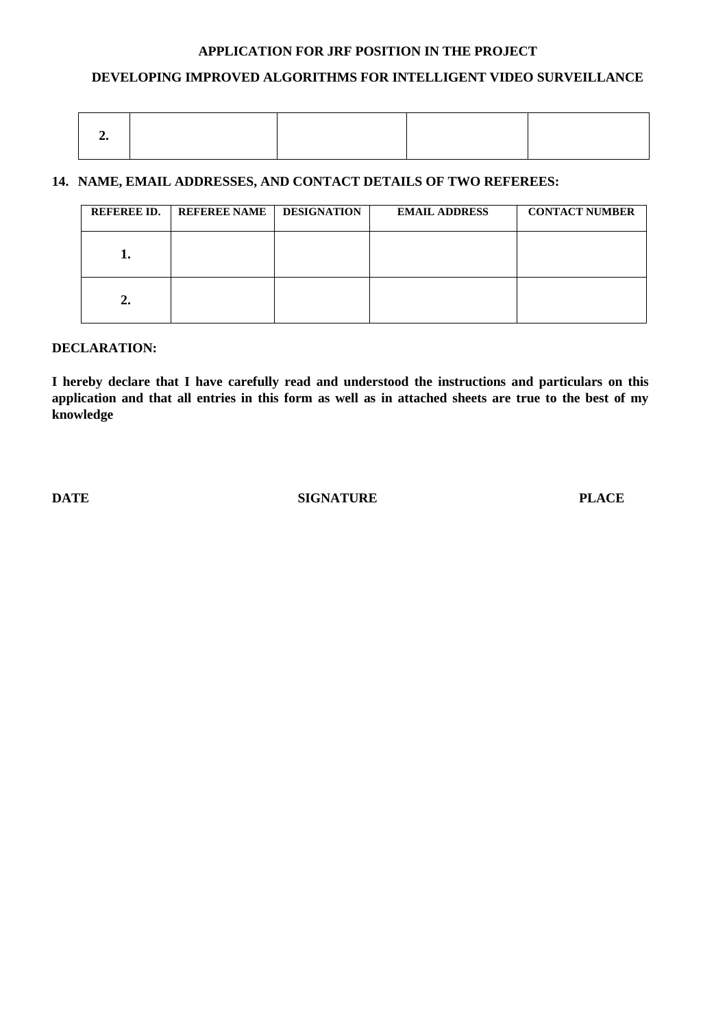**APPLICATION FOR JRF POSITION IN THE PROJECT**

**DEVELOPING IMPROVED ALGORITHMS FOR INTELLIGENT VIDEO SURVEILLANCE**

| | | | | |
|---|---|---|---|---|
| **2.** | | | | |

**14. NAME, EMAIL ADDRESSES, AND CONTACT DETAILS OF TWO REFEREES:**

| REFEREE ID. | REFEREE NAME | DESIGNATION | EMAIL ADDRESS | CONTACT NUMBER |
|---|---|---|---|---|
| **1.** | | | | |
| **2.** | | | | |

**DECLARATION:**

**I hereby declare that I have carefully read and understood the instructions and particulars on this application and that all entries in this form as well as in attached sheets are true to the best of my knowledge**

**DATE** **SIGNATURE** **PLACE**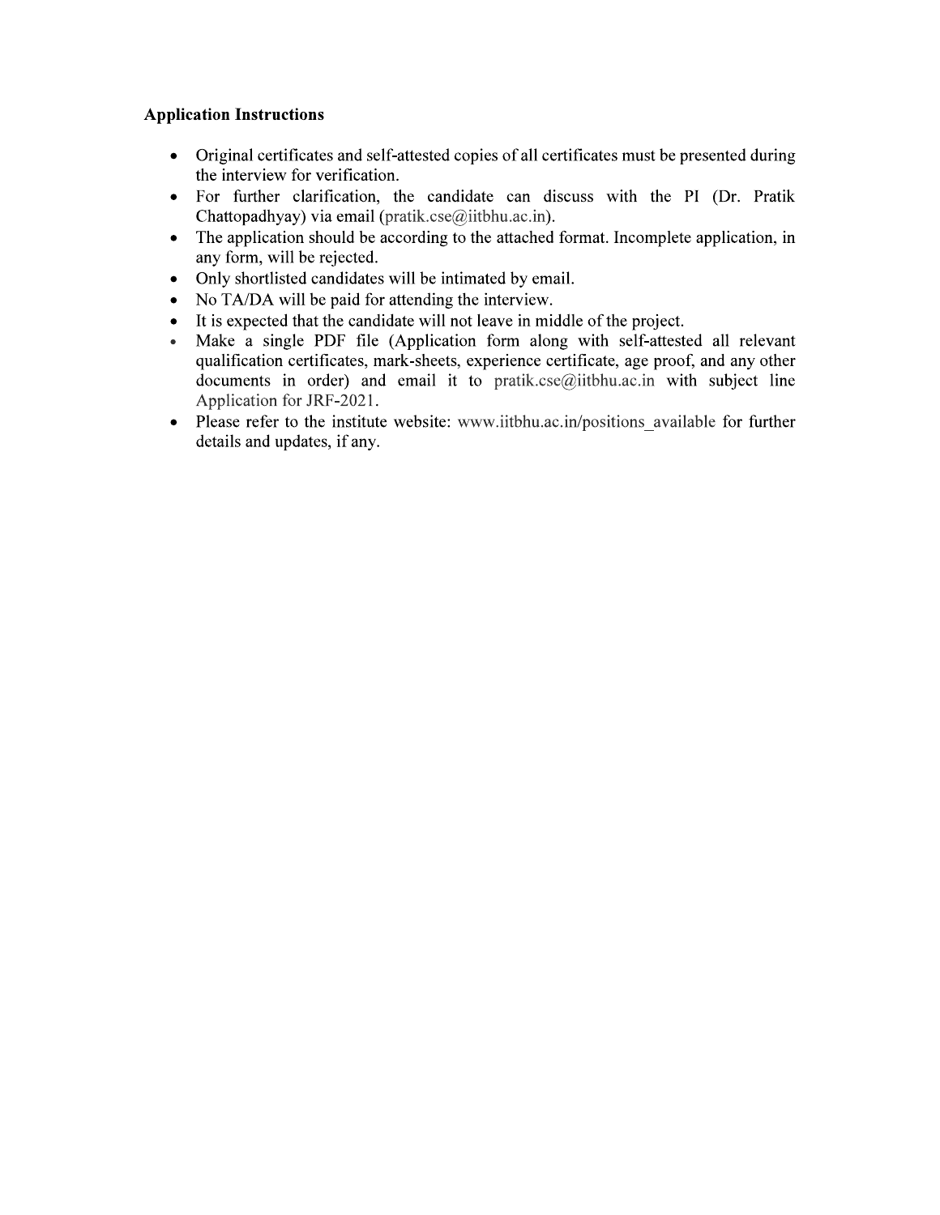**Application Instructions**

- Original certificates and self-attested copies of all certificates must be presented during the interview for verification.
- For further clarification, the candidate can discuss with the PI (Dr. Pratik Chattopadhyay) via email (pratik.cse@iitbhu.ac.in).
- The application should be according to the attached format. Incomplete application, in any form, will be rejected.
- Only shortlisted candidates will be intimated by email.
- No TA/DA will be paid for attending the interview.
- It is expected that the candidate will not leave in middle of the project.
- Make a single PDF file (Application form along with self-attested all relevant qualification certificates, mark-sheets, experience certificate, age proof, and any other documents in order) and email it to pratik.cse@iitbhu.ac.in with subject line Application for JRF-2021.
- Please refer to the institute website: www.iitbhu.ac.in/positions_available for further details and updates, if any.